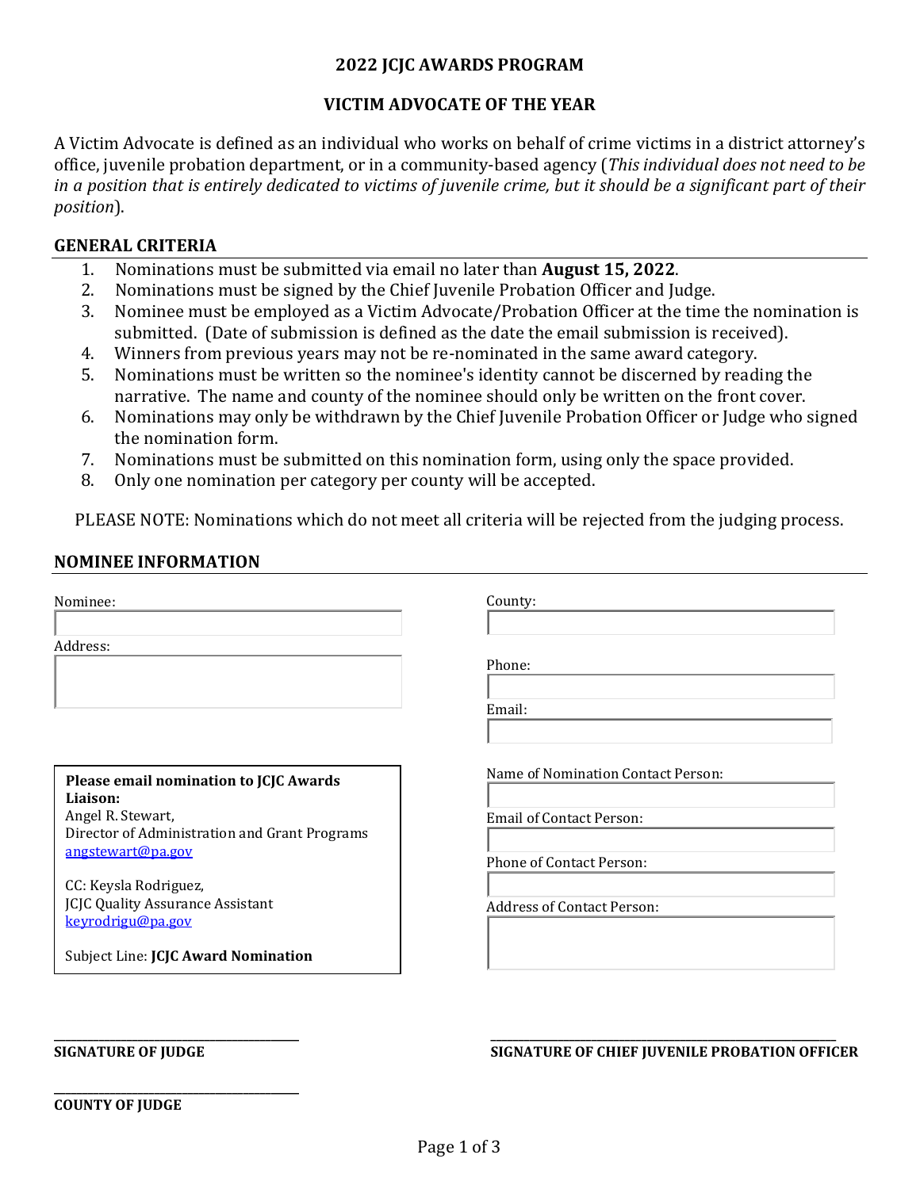# 2022 JCJC AWARDS PROGRAM

## VICTIM ADVOCATE OF THE YEAR

A Victim Advocate is defined as an individual who works on behalf of crime victims in a district attorney's office, juvenile probation department, or in a community-based agency (*This individual does not need to be in a position that is entirely dedicated to victims of juvenile crime, but it should be a significant part of their position*).

### GENERAL CRITERIA

1. Nominations must be submitted via email no later than **August 15, 2022**.
2. Nominations must be signed by the Chief Juvenile Probation Officer and Judge.
3. Nominee must be employed as a Victim Advocate/Probation Officer at the time the nomination is submitted. (Date of submission is defined as the date the email submission is received).
4. Winners from previous years may not be re-nominated in the same award category.
5. Nominations must be written so the nominee's identity cannot be discerned by reading the narrative. The name and county of the nominee should only be written on the front cover.
6. Nominations may only be withdrawn by the Chief Juvenile Probation Officer or Judge who signed the nomination form.
7. Nominations must be submitted on this nomination form, using only the space provided.
8. Only one nomination per category per county will be accepted.

PLEASE NOTE: Nominations which do not meet all criteria will be rejected from the judging process.

### NOMINEE INFORMATION

Nominee:

Address:

County:

Phone:

Email:

**Please email nomination to JCJC Awards Liaison:**
Angel R. Stewart,
Director of Administration and Grant Programs
angstewart@pa.gov

CC: Keysla Rodriguez,
JCJC Quality Assurance Assistant
keyrodrigu@pa.gov

Subject Line: **JCJC Award Nomination**

Name of Nomination Contact Person:

Email of Contact Person:

Phone of Contact Person:

Address of Contact Person:

\_\_\_\_\_\_\_\_\_\_\_\_\_\_\_\_\_\_\_\_\_\_\_\_\_\_\_\_\_\_\_\_\_\_\_\_\_\_
**SIGNATURE OF JUDGE**

\_\_\_\_\_\_\_\_\_\_\_\_\_\_\_\_\_\_\_\_\_\_\_\_\_\_\_\_\_\_\_\_\_\_\_\_\_\_
**SIGNATURE OF CHIEF JUVENILE PROBATION OFFICER**

\_\_\_\_\_\_\_\_\_\_\_\_\_\_\_\_\_\_\_\_\_\_\_\_\_\_\_\_\_\_\_\_\_\_\_\_\_\_
**COUNTY OF JUDGE**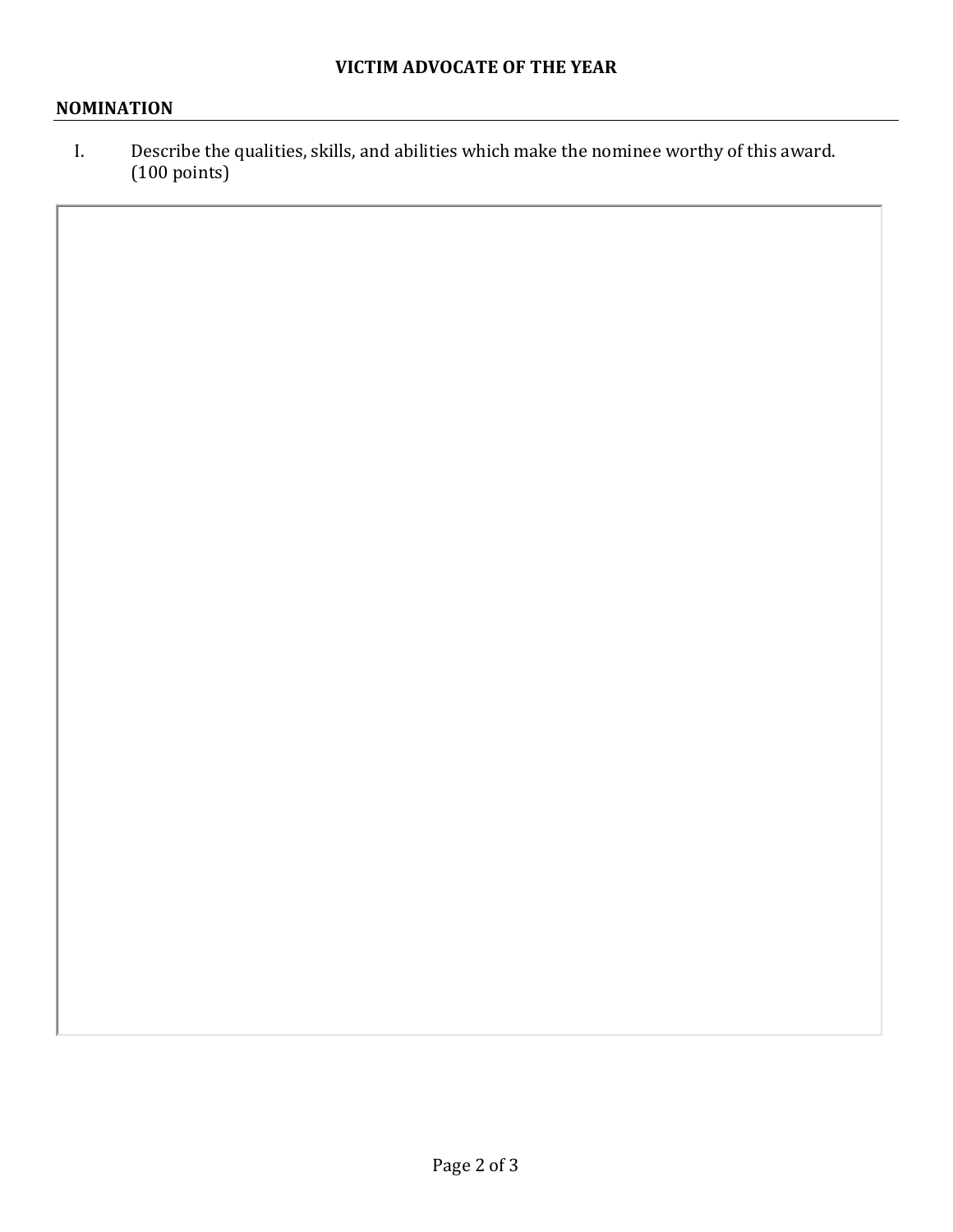**VICTIM ADVOCATE OF THE YEAR**

**NOMINATION**

I. Describe the qualities, skills, and abilities which make the nominee worthy of this award. (100 points)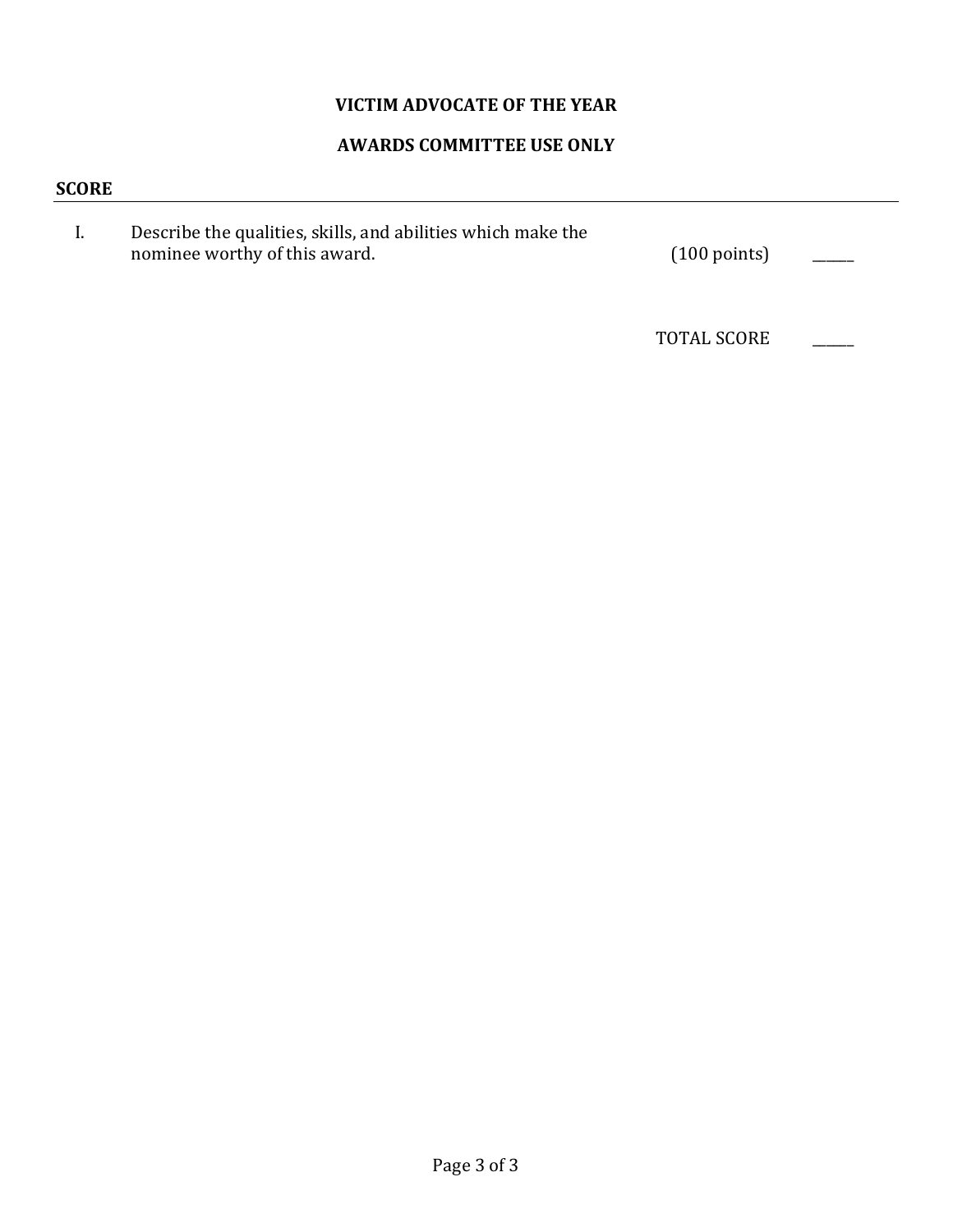**VICTIM ADVOCATE OF THE YEAR**

**AWARDS COMMITTEE USE ONLY**

**SCORE**

---

| | | | |
|---|---|---|---|
| I. | Describe the qualities, skills, and abilities which make the nominee worthy of this award. | (100 points) | ______ |
| | | TOTAL SCORE | ______ |